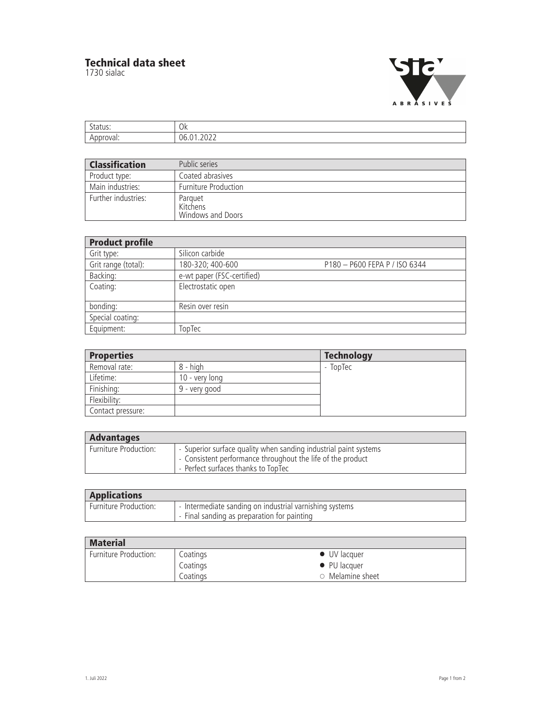# Technical data sheet

1730 sialac

| Status: | Ok |
|---|---|
| Approval: | 06.01.2022 |

| **Classification** | Public series |
|---|---|
| Product type: | Coated abrasives |
| Main industries: | Furniture Production |
| Further industries: | Parquet<br>Kitchens<br>Windows and Doors |

| **Product profile** | | |
|---|---|---|
| Grit type: | Silicon carbide | |
| Grit range (total): | 180-320; 400-600 | P180 – P600 FEPA P / ISO 6344 |
| Backing: | e-wt paper (FSC-certified) | |
| Coating: | Electrostatic open | |
| bonding: | Resin over resin | |
| Special coating: | | |
| Equipment: | TopTec | |

| **Properties** | | **Technology** |
|---|---|---|
| Removal rate: | 8 - high | - TopTec |
| Lifetime: | 10 - very long | |
| Finishing: | 9 - very good | |
| Flexibility: | | |
| Contact pressure: | | |

| **Advantages** | |
|---|---|
| Furniture Production: | - Superior surface quality when sanding industrial paint systems<br>- Consistent performance throughout the life of the product<br>- Perfect surfaces thanks to TopTec |

| **Applications** | |
|---|---|
| Furniture Production: | - Intermediate sanding on industrial varnishing systems<br>- Final sanding as preparation for painting |

| **Material** | | |
|---|---|---|
| Furniture Production: | Coatings | ● UV lacquer |
| | Coatings | ● PU lacquer |
| | Coatings | ○ Melamine sheet |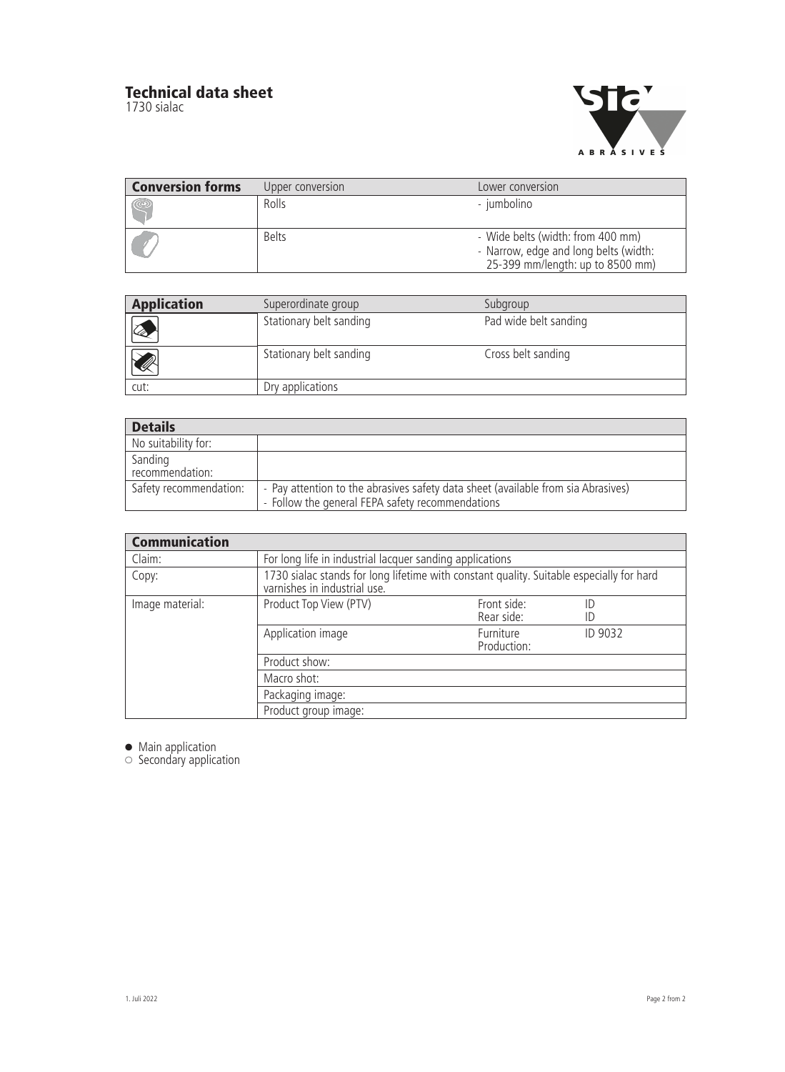# Technical data sheet

1730 sialac

| Conversion forms | Upper conversion | Lower conversion |
| --- | --- | --- |
| | Rolls | - jumbolino |
| | Belts | - Wide belts (width: from 400 mm)<br>- Narrow, edge and long belts (width: 25-399 mm/length: up to 8500 mm) |

| Application | Superordinate group | Subgroup |
| --- | --- | --- |
| | Stationary belt sanding | Pad wide belt sanding |
| | Stationary belt sanding | Cross belt sanding |
| cut: | Dry applications | |

| Details | |
| --- | --- |
| No suitability for: | |
| Sanding recommendation: | |
| Safety recommendation: | - Pay attention to the abrasives safety data sheet (available from sia Abrasives)<br>- Follow the general FEPA safety recommendations |

| Communication | | | |
| --- | --- | --- | --- |
| Claim: | For long life in industrial lacquer sanding applications | | |
| Copy: | 1730 sialac stands for long lifetime with constant quality. Suitable especially for hard varnishes in industrial use. | | |
| Image material: | Product Top View (PTV) | Front side:<br>Rear side: | ID<br>ID |
| | Application image | Furniture Production: | ID 9032 |
| | Product show: | | |
| | Macro shot: | | |
| | Packaging image: | | |
| | Product group image: | | |

- ● Main application
- ○ Secondary application

1. Juli 2022